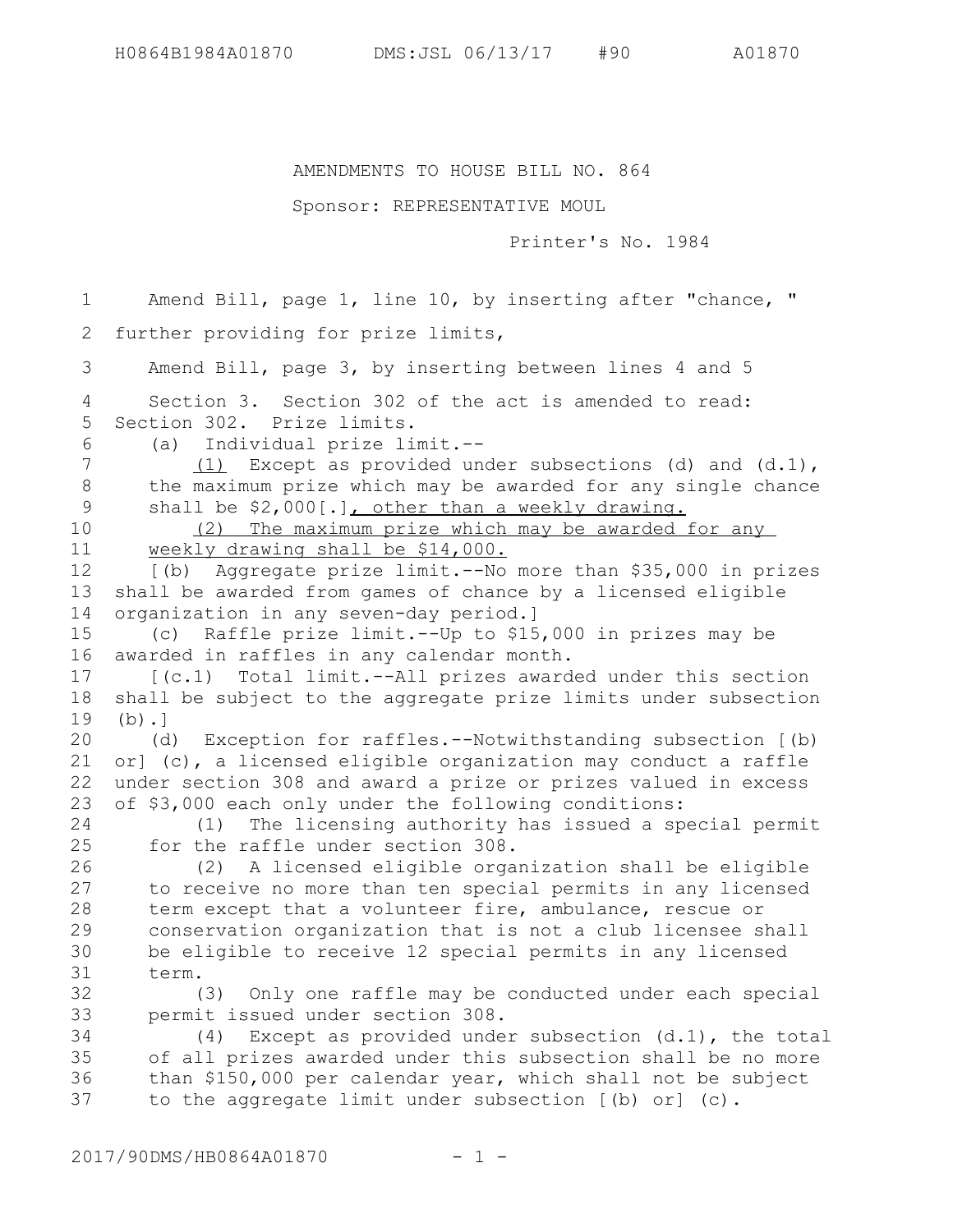AMENDMENTS TO HOUSE BILL NO. 864

Sponsor: REPRESENTATIVE MOUL

Printer's No. 1984

Amend Bill, page 1, line 10, by inserting after "chance, "

further providing for prize limits,

Amend Bill, page 3, by inserting between lines 4 and 5

Section 3. Section 302 of the act is amended to read:

Section 302. Prize limits.

(a) Individual prize limit.--

(1) Except as provided under subsections (d) and (d.1), the maximum prize which may be awarded for any single chance shall be $2,000[.], other than a weekly drawing.

(2) The maximum prize which may be awarded for any weekly drawing shall be $14,000.

[(b) Aggregate prize limit.--No more than $35,000 in prizes shall be awarded from games of chance by a licensed eligible organization in any seven-day period.]

(c) Raffle prize limit.--Up to $15,000 in prizes may be awarded in raffles in any calendar month.

[(c.1) Total limit.--All prizes awarded under this section shall be subject to the aggregate prize limits under subsection (b).]

(d) Exception for raffles.--Notwithstanding subsection [(b) or] (c), a licensed eligible organization may conduct a raffle under section 308 and award a prize or prizes valued in excess of $3,000 each only under the following conditions:

(1) The licensing authority has issued a special permit for the raffle under section 308.

(2) A licensed eligible organization shall be eligible to receive no more than ten special permits in any licensed term except that a volunteer fire, ambulance, rescue or conservation organization that is not a club licensee shall be eligible to receive 12 special permits in any licensed term.

(3) Only one raffle may be conducted under each special permit issued under section 308.

(4) Except as provided under subsection (d.1), the total of all prizes awarded under this subsection shall be no more than $150,000 per calendar year, which shall not be subject to the aggregate limit under subsection [(b) or] (c).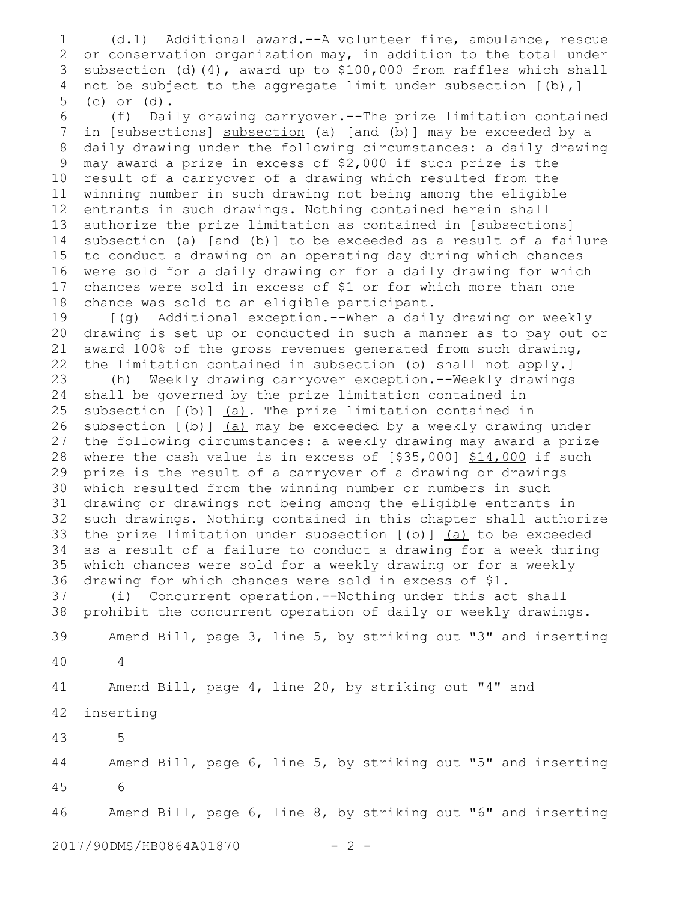(d.1) Additional award.--A volunteer fire, ambulance, rescue or conservation organization may, in addition to the total under subsection (d)(4), award up to $100,000 from raffles which shall not be subject to the aggregate limit under subsection [(b),] (c) or (d).

(f) Daily drawing carryover.--The prize limitation contained in [subsections] <u>subsection</u> (a) [and (b)] may be exceeded by a daily drawing under the following circumstances: a daily drawing may award a prize in excess of $2,000 if such prize is the result of a carryover of a drawing which resulted from the winning number in such drawing not being among the eligible entrants in such drawings. Nothing contained herein shall authorize the prize limitation as contained in [subsections] <u>subsection</u> (a) [and (b)] to be exceeded as a result of a failure to conduct a drawing on an operating day during which chances were sold for a daily drawing or for a daily drawing for which chances were sold in excess of $1 or for which more than one chance was sold to an eligible participant.

[(g) Additional exception.--When a daily drawing or weekly drawing is set up or conducted in such a manner as to pay out or award 100% of the gross revenues generated from such drawing, the limitation contained in subsection (b) shall not apply.]

(h) Weekly drawing carryover exception.--Weekly drawings shall be governed by the prize limitation contained in subsection [(b)] <u>(a)</u>. The prize limitation contained in subsection [(b)] <u>(a)</u> may be exceeded by a weekly drawing under the following circumstances: a weekly drawing may award a prize where the cash value is in excess of [$35,000] <u>$14,000</u> if such prize is the result of a carryover of a drawing or drawings which resulted from the winning number or numbers in such drawing or drawings not being among the eligible entrants in such drawings. Nothing contained in this chapter shall authorize the prize limitation under subsection [(b)] <u>(a)</u> to be exceeded as a result of a failure to conduct a drawing for a week during which chances were sold for a weekly drawing or for a weekly drawing for which chances were sold in excess of $1.

(i) Concurrent operation.--Nothing under this act shall prohibit the concurrent operation of daily or weekly drawings.

Amend Bill, page 3, line 5, by striking out "3" and inserting

4

Amend Bill, page 4, line 20, by striking out "4" and inserting

5

Amend Bill, page 6, line 5, by striking out "5" and inserting

6

Amend Bill, page 6, line 8, by striking out "6" and inserting

2017/90DMS/HB0864A01870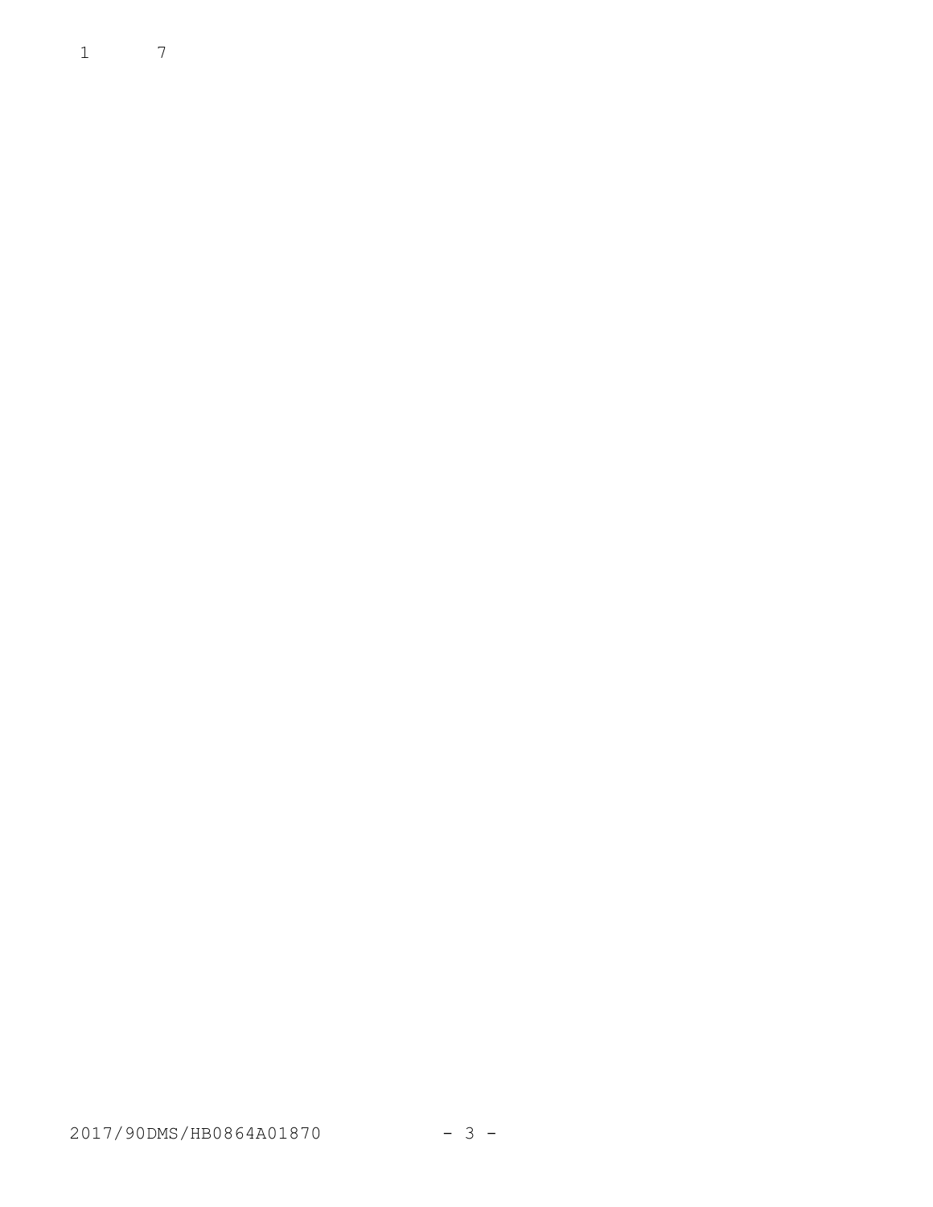7